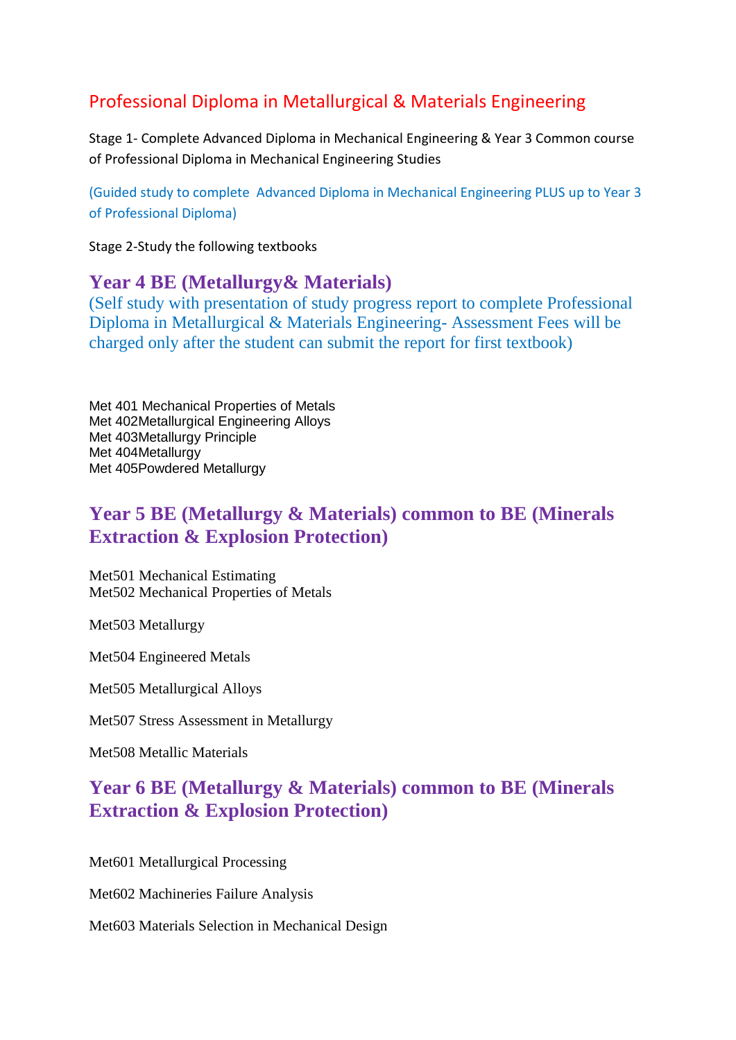# Professional Diploma in Metallurgical & Materials Engineering

Stage 1- Complete Advanced Diploma in Mechanical Engineering & Year 3 Common course of Professional Diploma in Mechanical Engineering Studies

(Guided study to complete Advanced Diploma in Mechanical Engineering PLUS up to Year 3 of Professional Diploma)

Stage 2-Study the following textbooks

## Year 4 BE (Metallurgy& Materials)

(Self study with presentation of study progress report to complete Professional Diploma in Metallurgical & Materials Engineering- Assessment Fees will be charged only after the student can submit the report for first textbook)

Met 401 Mechanical Properties of Metals
Met 402Metallurgical Engineering Alloys
Met 403Metallurgy Principle
Met 404Metallurgy
Met 405Powdered Metallurgy

## Year 5 BE (Metallurgy & Materials) common to BE (Minerals Extraction & Explosion Protection)

Met501 Mechanical Estimating
Met502 Mechanical Properties of Metals

Met503 Metallurgy

Met504 Engineered Metals

Met505 Metallurgical Alloys

Met507 Stress Assessment in Metallurgy

Met508 Metallic Materials

## Year 6 BE (Metallurgy & Materials) common to BE (Minerals Extraction & Explosion Protection)

Met601 Metallurgical Processing

Met602 Machineries Failure Analysis

Met603 Materials Selection in Mechanical Design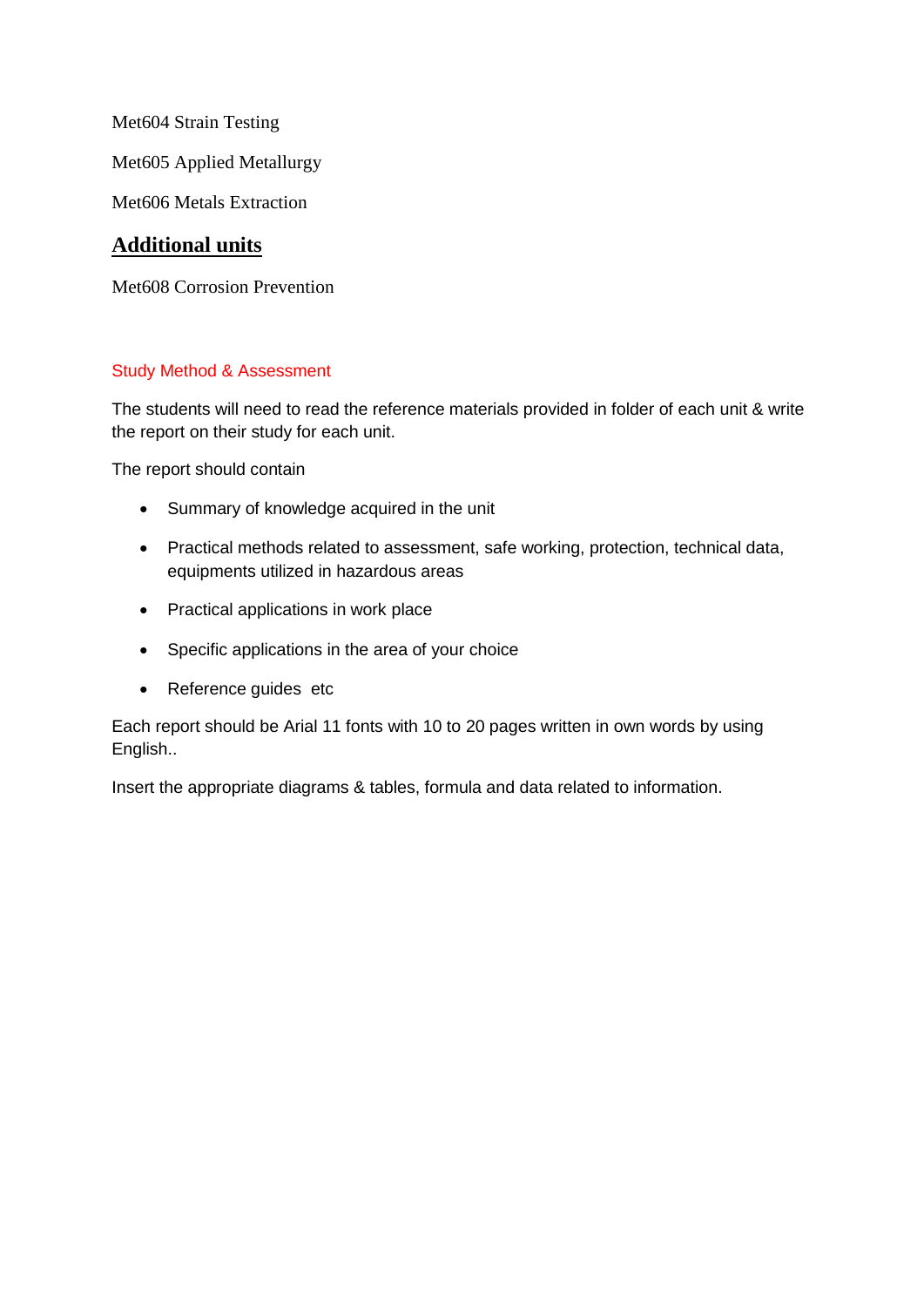Met604 Strain Testing

Met605 Applied Metallurgy

Met606 Metals Extraction

## Additional units

Met608 Corrosion Prevention

### Study Method & Assessment

The students will need to read the reference materials provided in folder of each unit & write the report on their study for each unit.

The report should contain

- Summary of knowledge acquired in the unit
- Practical methods related to assessment, safe working, protection, technical data, equipments utilized in hazardous areas
- Practical applications in work place
- Specific applications in the area of your choice
- Reference guides  etc

Each report should be Arial 11 fonts with 10 to 20 pages written in own words by using English..

Insert the appropriate diagrams & tables, formula and data related to information.